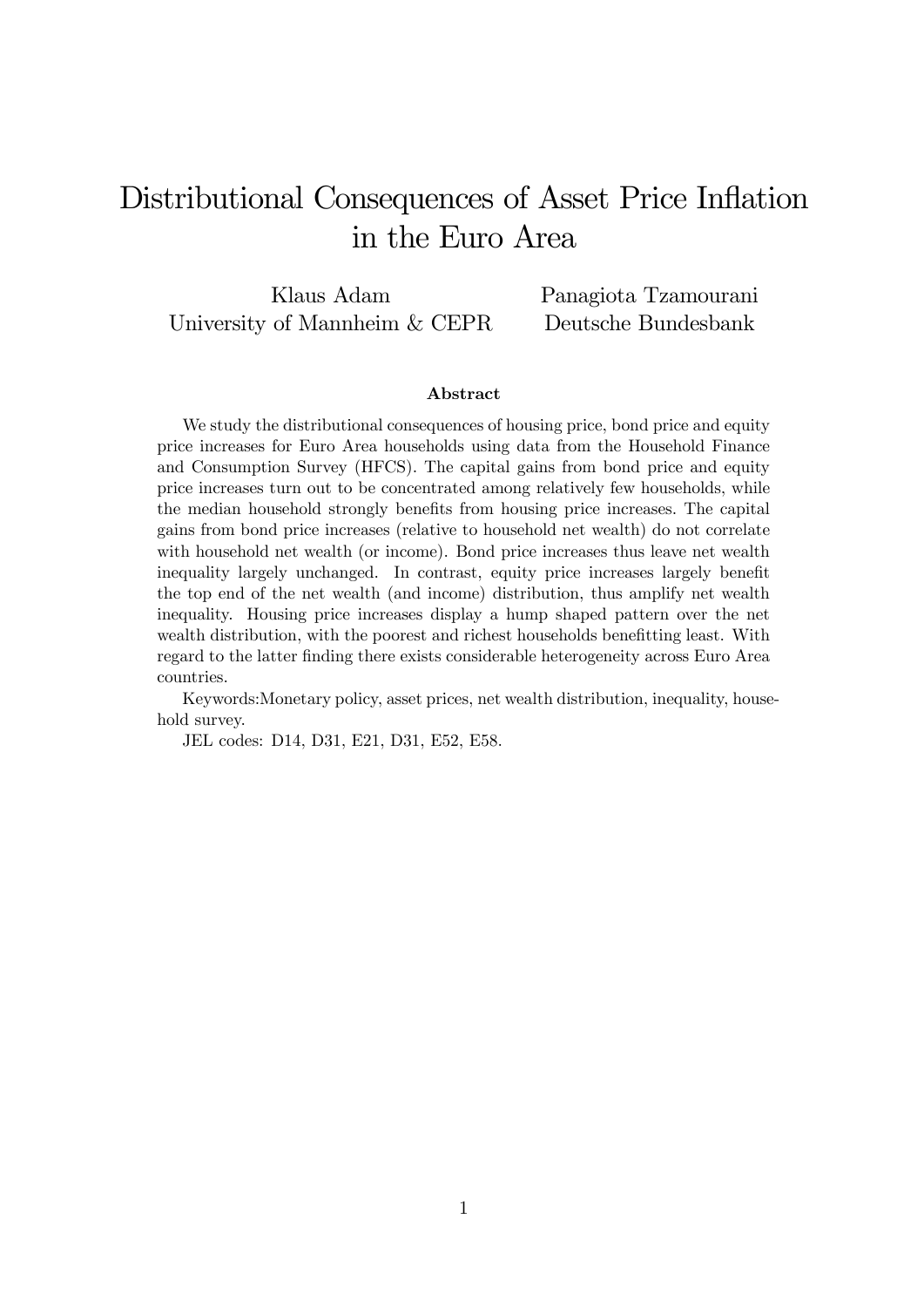# Distributional Consequences of Asset Price Inflation in the Euro Area

Klaus Adam
University of Mannheim & CEPR

Panagiota Tzamourani
Deutsche Bundesbank

### Abstract

We study the distributional consequences of housing price, bond price and equity price increases for Euro Area households using data from the Household Finance and Consumption Survey (HFCS). The capital gains from bond price and equity price increases turn out to be concentrated among relatively few households, while the median household strongly benefits from housing price increases. The capital gains from bond price increases (relative to household net wealth) do not correlate with household net wealth (or income). Bond price increases thus leave net wealth inequality largely unchanged. In contrast, equity price increases largely benefit the top end of the net wealth (and income) distribution, thus amplify net wealth inequality. Housing price increases display a hump shaped pattern over the net wealth distribution, with the poorest and richest households benefitting least. With regard to the latter finding there exists considerable heterogeneity across Euro Area countries.

Keywords:Monetary policy, asset prices, net wealth distribution, inequality, household survey.

JEL codes: D14, D31, E21, D31, E52, E58.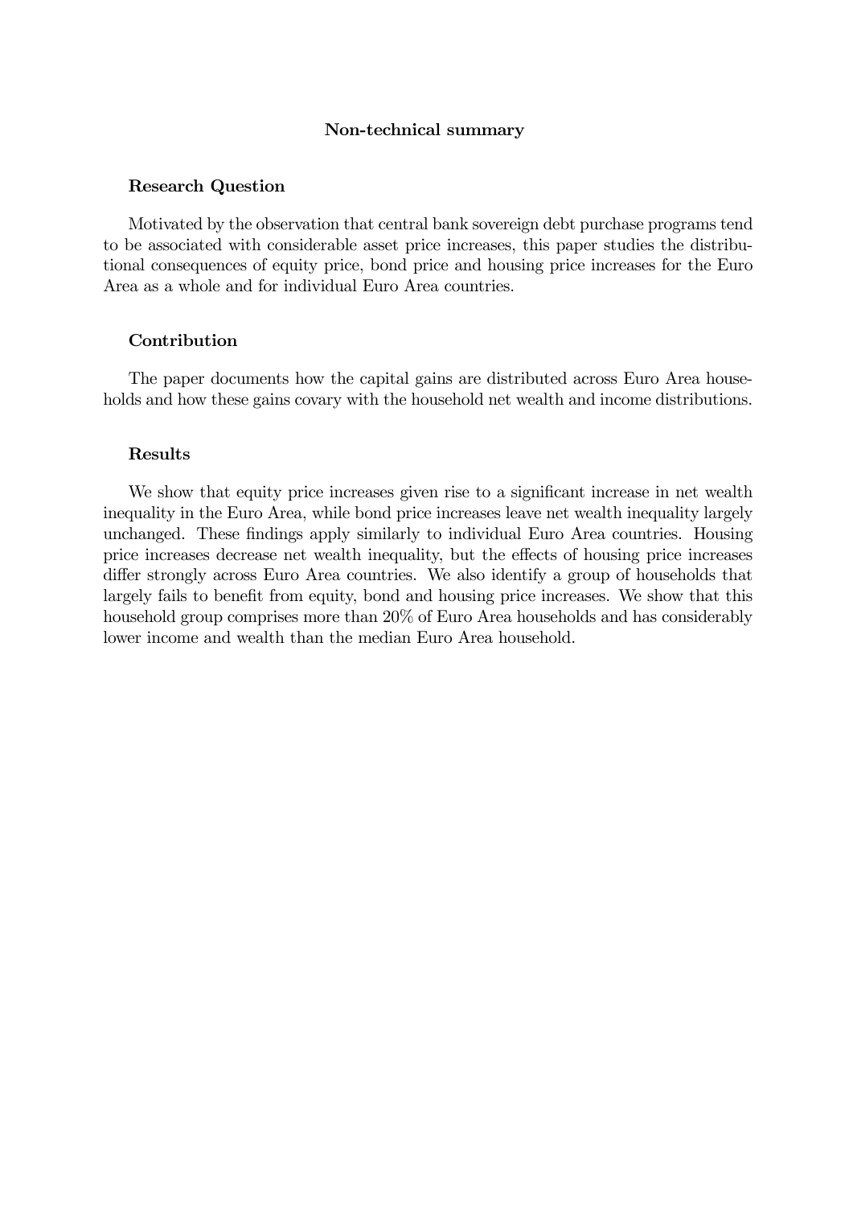## Non-technical summary

### Research Question

Motivated by the observation that central bank sovereign debt purchase programs tend to be associated with considerable asset price increases, this paper studies the distributional consequences of equity price, bond price and housing price increases for the Euro Area as a whole and for individual Euro Area countries.

### Contribution

The paper documents how the capital gains are distributed across Euro Area households and how these gains covary with the household net wealth and income distributions.

### Results

We show that equity price increases given rise to a significant increase in net wealth inequality in the Euro Area, while bond price increases leave net wealth inequality largely unchanged. These findings apply similarly to individual Euro Area countries. Housing price increases decrease net wealth inequality, but the effects of housing price increases differ strongly across Euro Area countries. We also identify a group of households that largely fails to benefit from equity, bond and housing price increases. We show that this household group comprises more than 20% of Euro Area households and has considerably lower income and wealth than the median Euro Area household.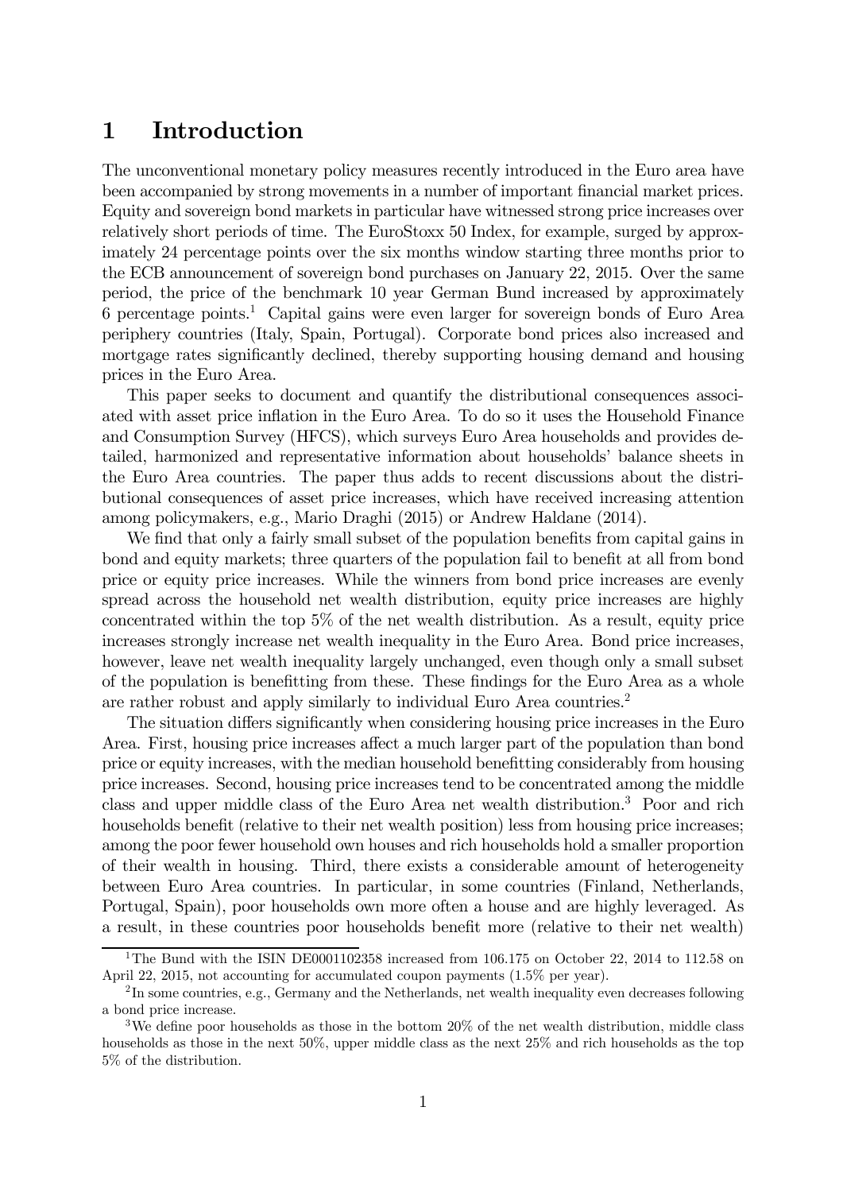# 1 Introduction

The unconventional monetary policy measures recently introduced in the Euro area have been accompanied by strong movements in a number of important financial market prices. Equity and sovereign bond markets in particular have witnessed strong price increases over relatively short periods of time. The EuroStoxx 50 Index, for example, surged by approximately 24 percentage points over the six months window starting three months prior to the ECB announcement of sovereign bond purchases on January 22, 2015. Over the same period, the price of the benchmark 10 year German Bund increased by approximately 6 percentage points.[1] Capital gains were even larger for sovereign bonds of Euro Area periphery countries (Italy, Spain, Portugal). Corporate bond prices also increased and mortgage rates significantly declined, thereby supporting housing demand and housing prices in the Euro Area.

This paper seeks to document and quantify the distributional consequences associated with asset price inflation in the Euro Area. To do so it uses the Household Finance and Consumption Survey (HFCS), which surveys Euro Area households and provides detailed, harmonized and representative information about households' balance sheets in the Euro Area countries. The paper thus adds to recent discussions about the distributional consequences of asset price increases, which have received increasing attention among policymakers, e.g., Mario Draghi (2015) or Andrew Haldane (2014).

We find that only a fairly small subset of the population benefits from capital gains in bond and equity markets; three quarters of the population fail to benefit at all from bond price or equity price increases. While the winners from bond price increases are evenly spread across the household net wealth distribution, equity price increases are highly concentrated within the top 5% of the net wealth distribution. As a result, equity price increases strongly increase net wealth inequality in the Euro Area. Bond price increases, however, leave net wealth inequality largely unchanged, even though only a small subset of the population is benefitting from these. These findings for the Euro Area as a whole are rather robust and apply similarly to individual Euro Area countries.[2]

The situation differs significantly when considering housing price increases in the Euro Area. First, housing price increases affect a much larger part of the population than bond price or equity increases, with the median household benefitting considerably from housing price increases. Second, housing price increases tend to be concentrated among the middle class and upper middle class of the Euro Area net wealth distribution.[3] Poor and rich households benefit (relative to their net wealth position) less from housing price increases; among the poor fewer household own houses and rich households hold a smaller proportion of their wealth in housing. Third, there exists a considerable amount of heterogeneity between Euro Area countries. In particular, in some countries (Finland, Netherlands, Portugal, Spain), poor households own more often a house and are highly leveraged. As a result, in these countries poor households benefit more (relative to their net wealth)

---

[1] The Bund with the ISIN DE0001102358 increased from 106.175 on October 22, 2014 to 112.58 on April 22, 2015, not accounting for accumulated coupon payments (1.5% per year).

[2] In some countries, e.g., Germany and the Netherlands, net wealth inequality even decreases following a bond price increase.

[3] We define poor households as those in the bottom 20% of the net wealth distribution, middle class households as those in the next 50%, upper middle class as the next 25% and rich households as the top 5% of the distribution.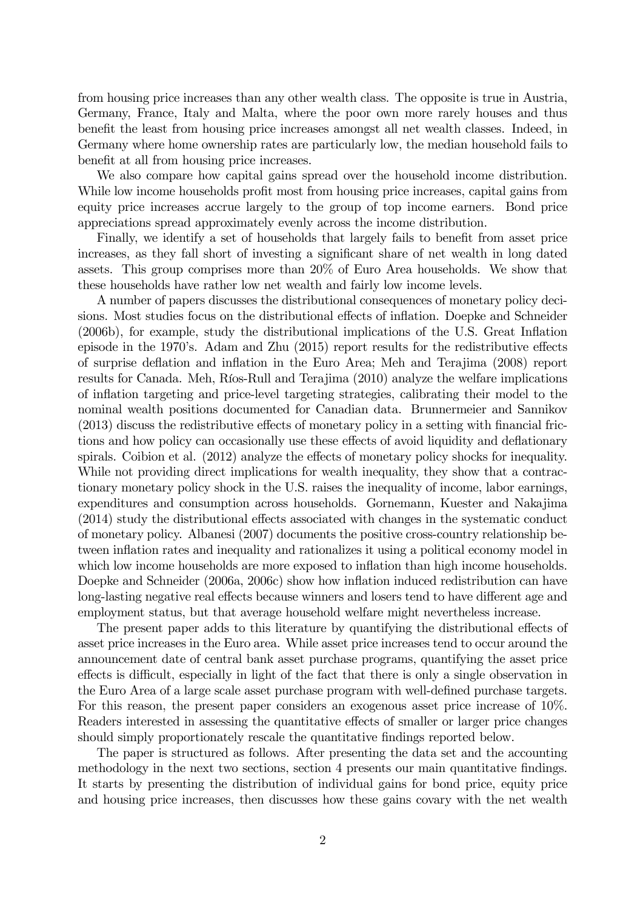from housing price increases than any other wealth class. The opposite is true in Austria, Germany, France, Italy and Malta, where the poor own more rarely houses and thus benefit the least from housing price increases amongst all net wealth classes. Indeed, in Germany where home ownership rates are particularly low, the median household fails to benefit at all from housing price increases.

We also compare how capital gains spread over the household income distribution. While low income households profit most from housing price increases, capital gains from equity price increases accrue largely to the group of top income earners. Bond price appreciations spread approximately evenly across the income distribution.

Finally, we identify a set of households that largely fails to benefit from asset price increases, as they fall short of investing a significant share of net wealth in long dated assets. This group comprises more than 20% of Euro Area households. We show that these households have rather low net wealth and fairly low income levels.

A number of papers discusses the distributional consequences of monetary policy decisions. Most studies focus on the distributional effects of inflation. Doepke and Schneider (2006b), for example, study the distributional implications of the U.S. Great Inflation episode in the 1970's. Adam and Zhu (2015) report results for the redistributive effects of surprise deflation and inflation in the Euro Area; Meh and Terajima (2008) report results for Canada. Meh, Ríos-Rull and Terajima (2010) analyze the welfare implications of inflation targeting and price-level targeting strategies, calibrating their model to the nominal wealth positions documented for Canadian data. Brunnermeier and Sannikov (2013) discuss the redistributive effects of monetary policy in a setting with financial frictions and how policy can occasionally use these effects of avoid liquidity and deflationary spirals. Coibion et al. (2012) analyze the effects of monetary policy shocks for inequality. While not providing direct implications for wealth inequality, they show that a contractionary monetary policy shock in the U.S. raises the inequality of income, labor earnings, expenditures and consumption across households. Gornemann, Kuester and Nakajima (2014) study the distributional effects associated with changes in the systematic conduct of monetary policy. Albanesi (2007) documents the positive cross-country relationship between inflation rates and inequality and rationalizes it using a political economy model in which low income households are more exposed to inflation than high income households. Doepke and Schneider (2006a, 2006c) show how inflation induced redistribution can have long-lasting negative real effects because winners and losers tend to have different age and employment status, but that average household welfare might nevertheless increase.

The present paper adds to this literature by quantifying the distributional effects of asset price increases in the Euro area. While asset price increases tend to occur around the announcement date of central bank asset purchase programs, quantifying the asset price effects is difficult, especially in light of the fact that there is only a single observation in the Euro Area of a large scale asset purchase program with well-defined purchase targets. For this reason, the present paper considers an exogenous asset price increase of 10%. Readers interested in assessing the quantitative effects of smaller or larger price changes should simply proportionately rescale the quantitative findings reported below.

The paper is structured as follows. After presenting the data set and the accounting methodology in the next two sections, section 4 presents our main quantitative findings. It starts by presenting the distribution of individual gains for bond price, equity price and housing price increases, then discusses how these gains covary with the net wealth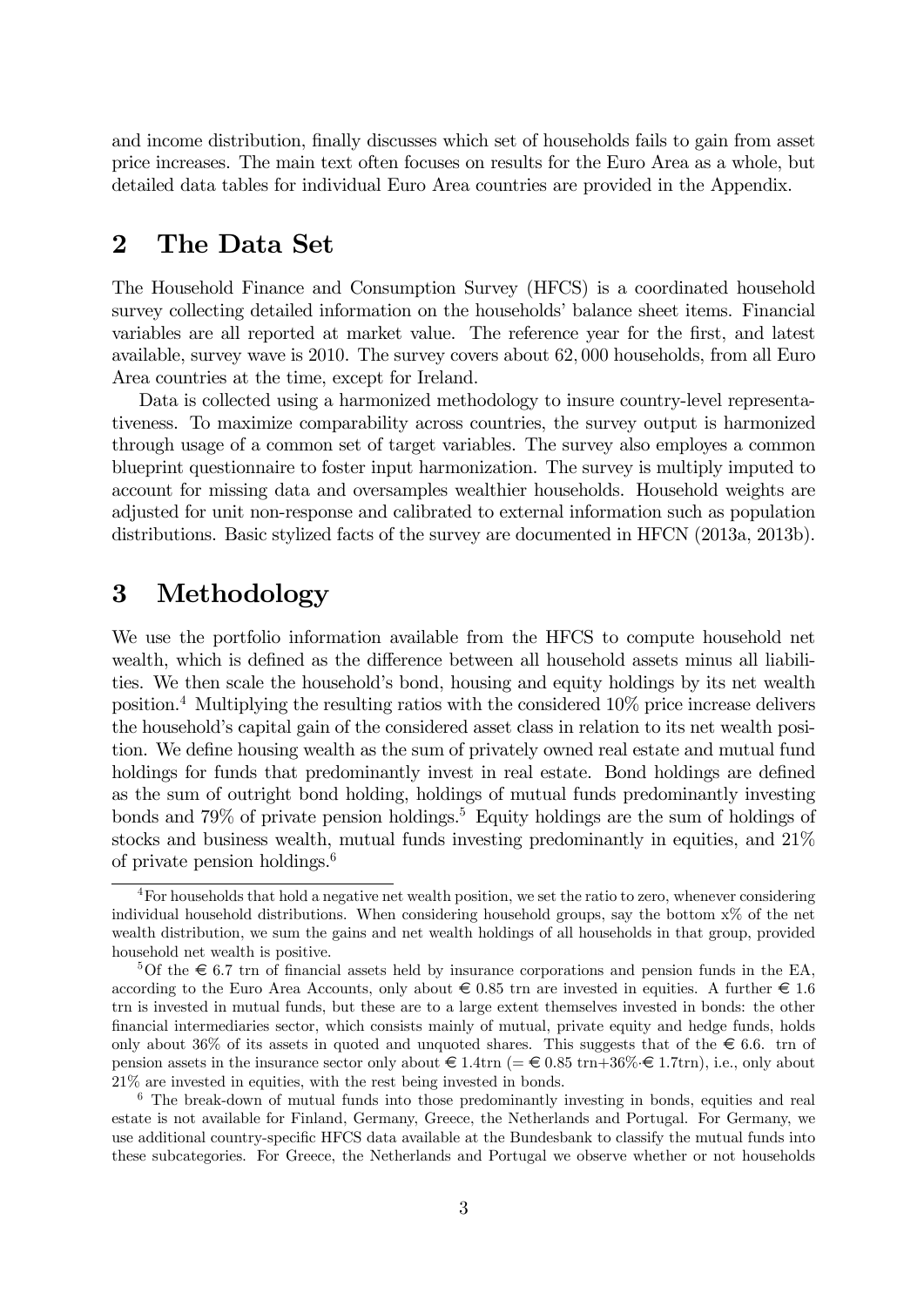and income distribution, finally discusses which set of households fails to gain from asset price increases. The main text often focuses on results for the Euro Area as a whole, but detailed data tables for individual Euro Area countries are provided in the Appendix.

## 2 The Data Set

The Household Finance and Consumption Survey (HFCS) is a coordinated household survey collecting detailed information on the households' balance sheet items. Financial variables are all reported at market value. The reference year for the first, and latest available, survey wave is 2010. The survey covers about 62,000 households, from all Euro Area countries at the time, except for Ireland.

Data is collected using a harmonized methodology to insure country-level representativeness. To maximize comparability across countries, the survey output is harmonized through usage of a common set of target variables. The survey also employs a common blueprint questionnaire to foster input harmonization. The survey is multiply imputed to account for missing data and oversamples wealthier households. Household weights are adjusted for unit non-response and calibrated to external information such as population distributions. Basic stylized facts of the survey are documented in HFCN (2013a, 2013b).

## 3 Methodology

We use the portfolio information available from the HFCS to compute household net wealth, which is defined as the difference between all household assets minus all liabilities. We then scale the household's bond, housing and equity holdings by its net wealth position.[4] Multiplying the resulting ratios with the considered 10% price increase delivers the household's capital gain of the considered asset class in relation to its net wealth position. We define housing wealth as the sum of privately owned real estate and mutual fund holdings for funds that predominantly invest in real estate. Bond holdings are defined as the sum of outright bond holding, holdings of mutual funds predominantly investing bonds and 79% of private pension holdings.[5] Equity holdings are the sum of holdings of stocks and business wealth, mutual funds investing predominantly in equities, and 21% of private pension holdings.[6]

---

[4] For households that hold a negative net wealth position, we set the ratio to zero, whenever considering individual household distributions. When considering household groups, say the bottom x% of the net wealth distribution, we sum the gains and net wealth holdings of all households in that group, provided household net wealth is positive.

[5] Of the € 6.7 trn of financial assets held by insurance corporations and pension funds in the EA, according to the Euro Area Accounts, only about € 0.85 trn are invested in equities. A further € 1.6 trn is invested in mutual funds, but these are to a large extent themselves invested in bonds: the other financial intermediaries sector, which consists mainly of mutual, private equity and hedge funds, holds only about 36% of its assets in quoted and unquoted shares. This suggests that of the € 6.6. trn of pension assets in the insurance sector only about € 1.4trn (= € 0.85 trn+36%·€ 1.7trn), i.e., only about 21% are invested in equities, with the rest being invested in bonds.

[6] The break-down of mutual funds into those predominantly investing in bonds, equities and real estate is not available for Finland, Germany, Greece, the Netherlands and Portugal. For Germany, we use additional country-specific HFCS data available at the Bundesbank to classify the mutual funds into these subcategories. For Greece, the Netherlands and Portugal we observe whether or not households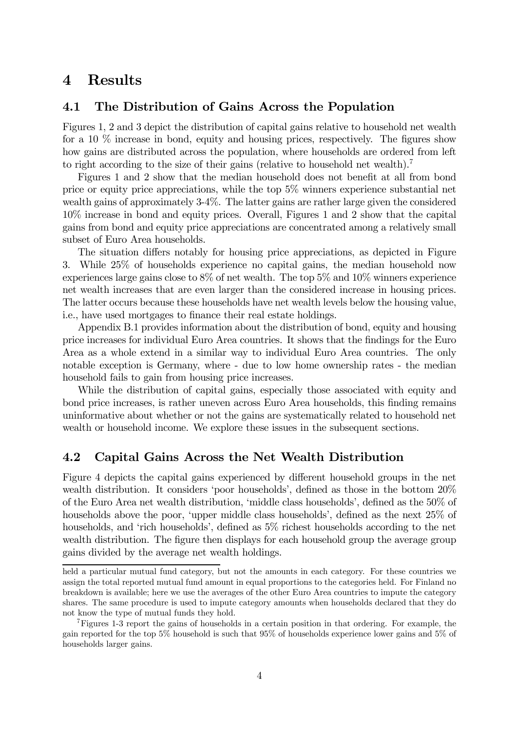# 4 Results

## 4.1 The Distribution of Gains Across the Population

Figures 1, 2 and 3 depict the distribution of capital gains relative to household net wealth for a 10 % increase in bond, equity and housing prices, respectively. The figures show how gains are distributed across the population, where households are ordered from left to right according to the size of their gains (relative to household net wealth).[7]

Figures 1 and 2 show that the median household does not benefit at all from bond price or equity price appreciations, while the top 5% winners experience substantial net wealth gains of approximately 3-4%. The latter gains are rather large given the considered 10% increase in bond and equity prices. Overall, Figures 1 and 2 show that the capital gains from bond and equity price appreciations are concentrated among a relatively small subset of Euro Area households.

The situation differs notably for housing price appreciations, as depicted in Figure 3. While 25% of households experience no capital gains, the median household now experiences large gains close to 8% of net wealth. The top 5% and 10% winners experience net wealth increases that are even larger than the considered increase in housing prices. The latter occurs because these households have net wealth levels below the housing value, i.e., have used mortgages to finance their real estate holdings.

Appendix B.1 provides information about the distribution of bond, equity and housing price increases for individual Euro Area countries. It shows that the findings for the Euro Area as a whole extend in a similar way to individual Euro Area countries. The only notable exception is Germany, where - due to low home ownership rates - the median household fails to gain from housing price increases.

While the distribution of capital gains, especially those associated with equity and bond price increases, is rather uneven across Euro Area households, this finding remains uninformative about whether or not the gains are systematically related to household net wealth or household income. We explore these issues in the subsequent sections.

## 4.2 Capital Gains Across the Net Wealth Distribution

Figure 4 depicts the capital gains experienced by different household groups in the net wealth distribution. It considers 'poor households', defined as those in the bottom 20% of the Euro Area net wealth distribution, 'middle class households', defined as the 50% of households above the poor, 'upper middle class households', defined as the next 25% of households, and 'rich households', defined as 5% richest households according to the net wealth distribution. The figure then displays for each household group the average group gains divided by the average net wealth holdings.

---

held a particular mutual fund category, but not the amounts in each category. For these countries we assign the total reported mutual fund amount in equal proportions to the categories held. For Finland no breakdown is available; here we use the averages of the other Euro Area countries to impute the category shares. The same procedure is used to impute category amounts when households declared that they do not know the type of mutual funds they hold.

[7] Figures 1-3 report the gains of households in a certain position in that ordering. For example, the gain reported for the top 5% household is such that 95% of households experience lower gains and 5% of households larger gains.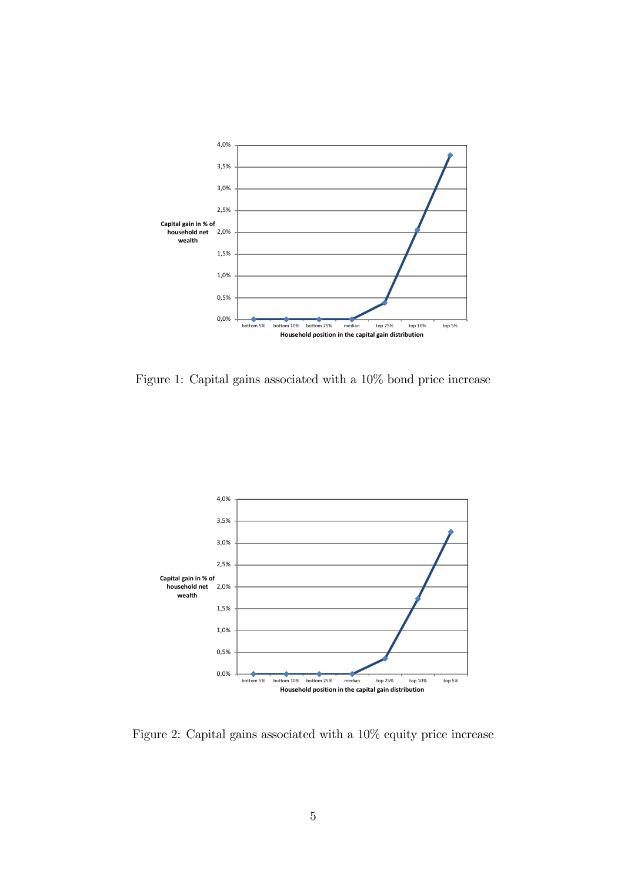Figure 1: Capital gains associated with a 10% bond price increase

Figure 2: Capital gains associated with a 10% equity price increase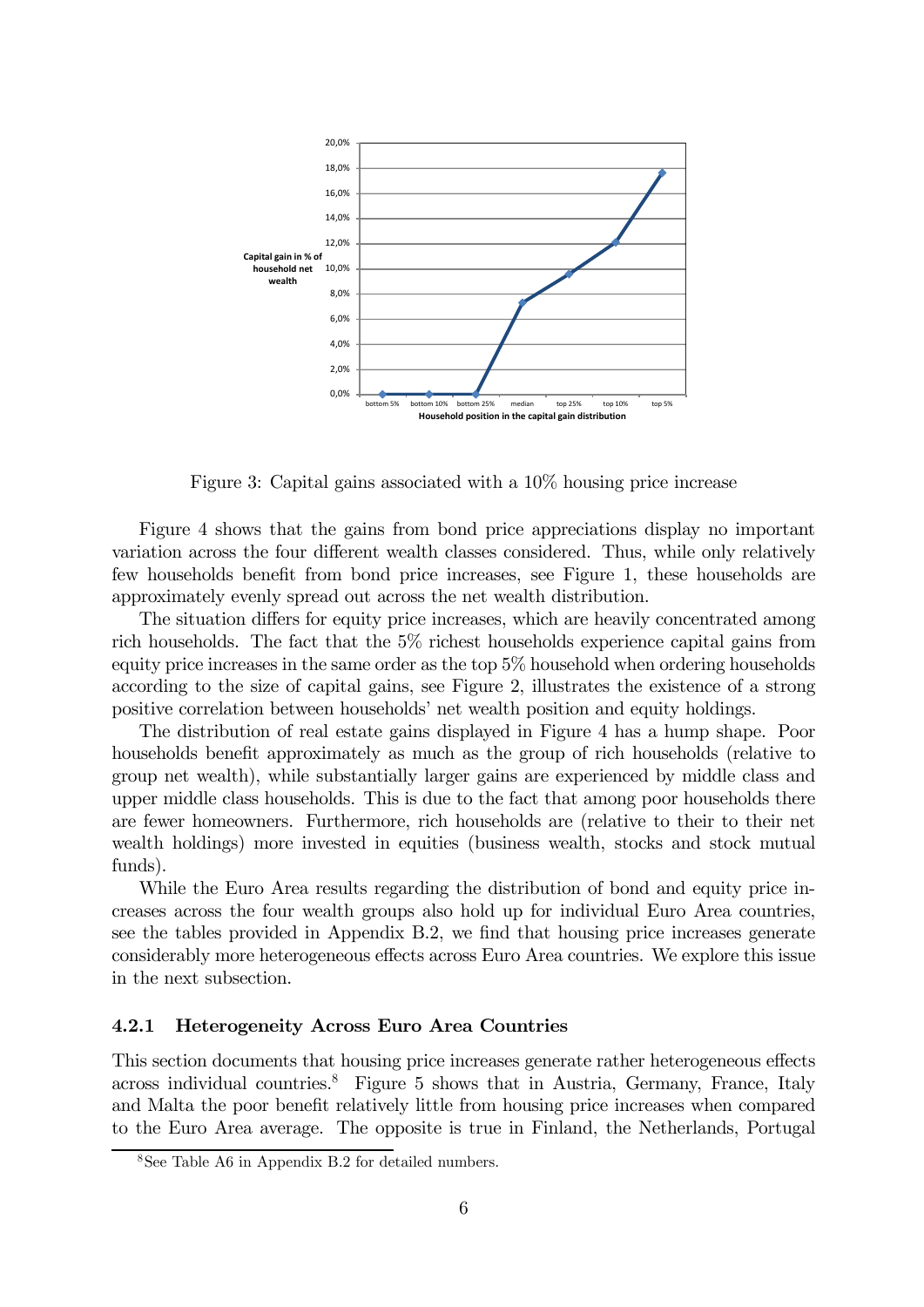Figure 3: Capital gains associated with a 10% housing price increase

Figure 4 shows that the gains from bond price appreciations display no important variation across the four different wealth classes considered. Thus, while only relatively few households benefit from bond price increases, see Figure 1, these households are approximately evenly spread out across the net wealth distribution.

The situation differs for equity price increases, which are heavily concentrated among rich households. The fact that the 5% richest households experience capital gains from equity price increases in the same order as the top 5% household when ordering households according to the size of capital gains, see Figure 2, illustrates the existence of a strong positive correlation between households' net wealth position and equity holdings.

The distribution of real estate gains displayed in Figure 4 has a hump shape. Poor households benefit approximately as much as the group of rich households (relative to group net wealth), while substantially larger gains are experienced by middle class and upper middle class households. This is due to the fact that among poor households there are fewer homeowners. Furthermore, rich households are (relative to their to their net wealth holdings) more invested in equities (business wealth, stocks and stock mutual funds).

While the Euro Area results regarding the distribution of bond and equity price increases across the four wealth groups also hold up for individual Euro Area countries, see the tables provided in Appendix B.2, we find that housing price increases generate considerably more heterogeneous effects across Euro Area countries. We explore this issue in the next subsection.

### 4.2.1 Heterogeneity Across Euro Area Countries

This section documents that housing price increases generate rather heterogeneous effects across individual countries.[8] Figure 5 shows that in Austria, Germany, France, Italy and Malta the poor benefit relatively little from housing price increases when compared to the Euro Area average. The opposite is true in Finland, the Netherlands, Portugal

[8] See Table A6 in Appendix B.2 for detailed numbers.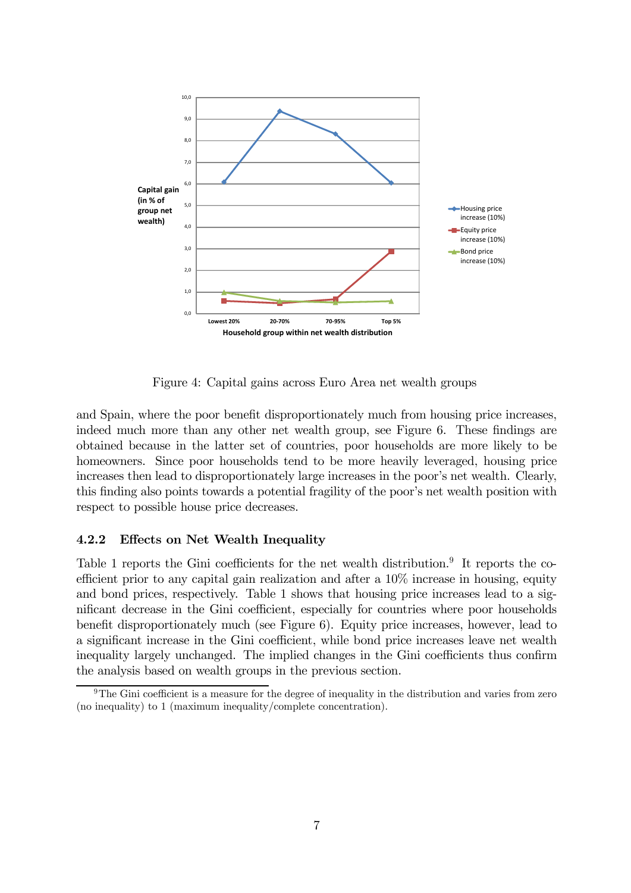Figure 4: Capital gains across Euro Area net wealth groups

and Spain, where the poor benefit disproportionately much from housing price increases, indeed much more than any other net wealth group, see Figure 6. These findings are obtained because in the latter set of countries, poor households are more likely to be homeowners. Since poor households tend to be more heavily leveraged, housing price increases then lead to disproportionately large increases in the poor's net wealth. Clearly, this finding also points towards a potential fragility of the poor's net wealth position with respect to possible house price decreases.

### 4.2.2 Effects on Net Wealth Inequality

Table 1 reports the Gini coefficients for the net wealth distribution.[9] It reports the coefficient prior to any capital gain realization and after a 10% increase in housing, equity and bond prices, respectively. Table 1 shows that housing price increases lead to a significant decrease in the Gini coefficient, especially for countries where poor households benefit disproportionately much (see Figure 6). Equity price increases, however, lead to a significant increase in the Gini coefficient, while bond price increases leave net wealth inequality largely unchanged. The implied changes in the Gini coefficients thus confirm the analysis based on wealth groups in the previous section.

[9] The Gini coefficient is a measure for the degree of inequality in the distribution and varies from zero (no inequality) to 1 (maximum inequality/complete concentration).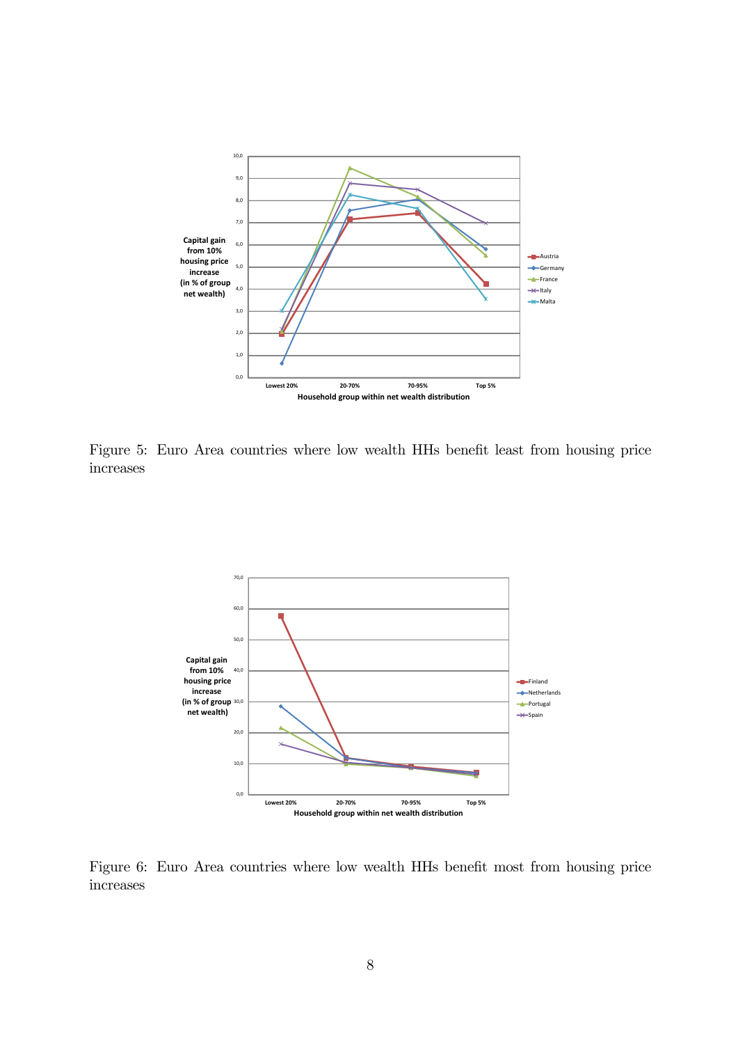Figure 5: Euro Area countries where low wealth HHs benefit least from housing price increases

Figure 6: Euro Area countries where low wealth HHs benefit most from housing price increases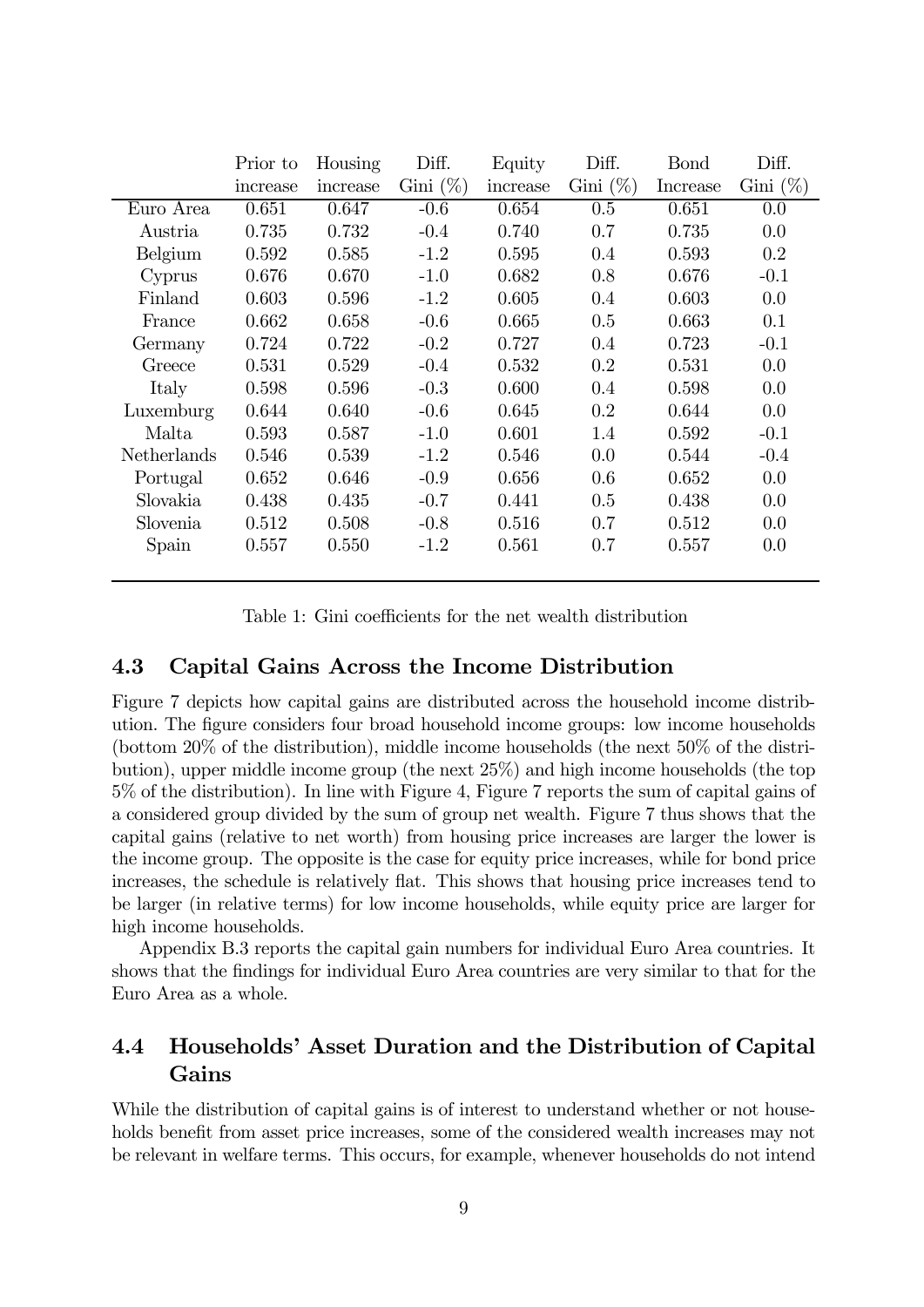|  | Prior to increase | Housing increase | Diff. Gini (%) | Equity increase | Diff. Gini (%) | Bond Increase | Diff. Gini (%) |
|---|---|---|---|---|---|---|---|
| Euro Area | 0.651 | 0.647 | -0.6 | 0.654 | 0.5 | 0.651 | 0.0 |
| Austria | 0.735 | 0.732 | -0.4 | 0.740 | 0.7 | 0.735 | 0.0 |
| Belgium | 0.592 | 0.585 | -1.2 | 0.595 | 0.4 | 0.593 | 0.2 |
| Cyprus | 0.676 | 0.670 | -1.0 | 0.682 | 0.8 | 0.676 | -0.1 |
| Finland | 0.603 | 0.596 | -1.2 | 0.605 | 0.4 | 0.603 | 0.0 |
| France | 0.662 | 0.658 | -0.6 | 0.665 | 0.5 | 0.663 | 0.1 |
| Germany | 0.724 | 0.722 | -0.2 | 0.727 | 0.4 | 0.723 | -0.1 |
| Greece | 0.531 | 0.529 | -0.4 | 0.532 | 0.2 | 0.531 | 0.0 |
| Italy | 0.598 | 0.596 | -0.3 | 0.600 | 0.4 | 0.598 | 0.0 |
| Luxemburg | 0.644 | 0.640 | -0.6 | 0.645 | 0.2 | 0.644 | 0.0 |
| Malta | 0.593 | 0.587 | -1.0 | 0.601 | 1.4 | 0.592 | -0.1 |
| Netherlands | 0.546 | 0.539 | -1.2 | 0.546 | 0.0 | 0.544 | -0.4 |
| Portugal | 0.652 | 0.646 | -0.9 | 0.656 | 0.6 | 0.652 | 0.0 |
| Slovakia | 0.438 | 0.435 | -0.7 | 0.441 | 0.5 | 0.438 | 0.0 |
| Slovenia | 0.512 | 0.508 | -0.8 | 0.516 | 0.7 | 0.512 | 0.0 |
| Spain | 0.557 | 0.550 | -1.2 | 0.561 | 0.7 | 0.557 | 0.0 |

Table 1: Gini coefficients for the net wealth distribution

### 4.3 Capital Gains Across the Income Distribution

Figure 7 depicts how capital gains are distributed across the household income distribution. The figure considers four broad household income groups: low income households (bottom 20% of the distribution), middle income households (the next 50% of the distribution), upper middle income group (the next 25%) and high income households (the top 5% of the distribution). In line with Figure 4, Figure 7 reports the sum of capital gains of a considered group divided by the sum of group net wealth. Figure 7 thus shows that the capital gains (relative to net worth) from housing price increases are larger the lower is the income group. The opposite is the case for equity price increases, while for bond price increases, the schedule is relatively flat. This shows that housing price increases tend to be larger (in relative terms) for low income households, while equity price are larger for high income households.

Appendix B.3 reports the capital gain numbers for individual Euro Area countries. It shows that the findings for individual Euro Area countries are very similar to that for the Euro Area as a whole.

### 4.4 Households' Asset Duration and the Distribution of Capital Gains

While the distribution of capital gains is of interest to understand whether or not households benefit from asset price increases, some of the considered wealth increases may not be relevant in welfare terms. This occurs, for example, whenever households do not intend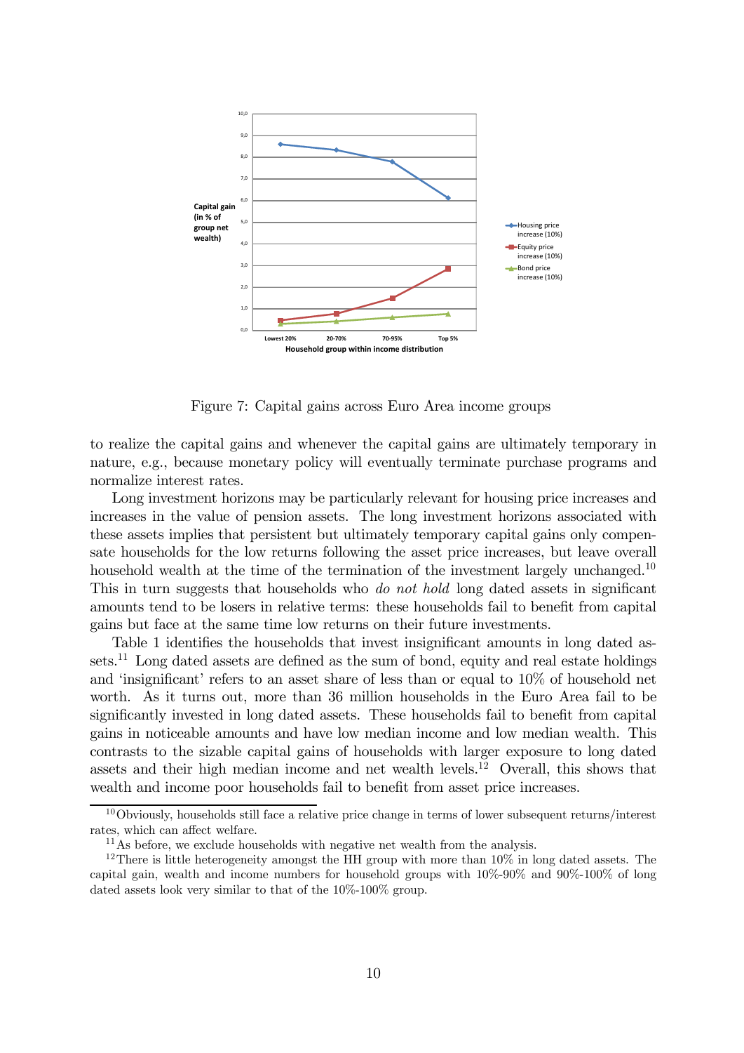Figure 7: Capital gains across Euro Area income groups

to realize the capital gains and whenever the capital gains are ultimately temporary in nature, e.g., because monetary policy will eventually terminate purchase programs and normalize interest rates.

Long investment horizons may be particularly relevant for housing price increases and increases in the value of pension assets. The long investment horizons associated with these assets implies that persistent but ultimately temporary capital gains only compensate households for the low returns following the asset price increases, but leave overall household wealth at the time of the termination of the investment largely unchanged.[10] This in turn suggests that households who *do not hold* long dated assets in significant amounts tend to be losers in relative terms: these households fail to benefit from capital gains but face at the same time low returns on their future investments.

Table 1 identifies the households that invest insignificant amounts in long dated assets.[11] Long dated assets are defined as the sum of bond, equity and real estate holdings and 'insignificant' refers to an asset share of less than or equal to 10% of household net worth. As it turns out, more than 36 million households in the Euro Area fail to be significantly invested in long dated assets. These households fail to benefit from capital gains in noticeable amounts and have low median income and low median wealth. This contrasts to the sizable capital gains of households with larger exposure to long dated assets and their high median income and net wealth levels.[12] Overall, this shows that wealth and income poor households fail to benefit from asset price increases.

[10] Obviously, households still face a relative price change in terms of lower subsequent returns/interest rates, which can affect welfare.

[11] As before, we exclude households with negative net wealth from the analysis.

[12] There is little heterogeneity amongst the HH group with more than 10% in long dated assets. The capital gain, wealth and income numbers for household groups with 10%-90% and 90%-100% of long dated assets look very similar to that of the 10%-100% group.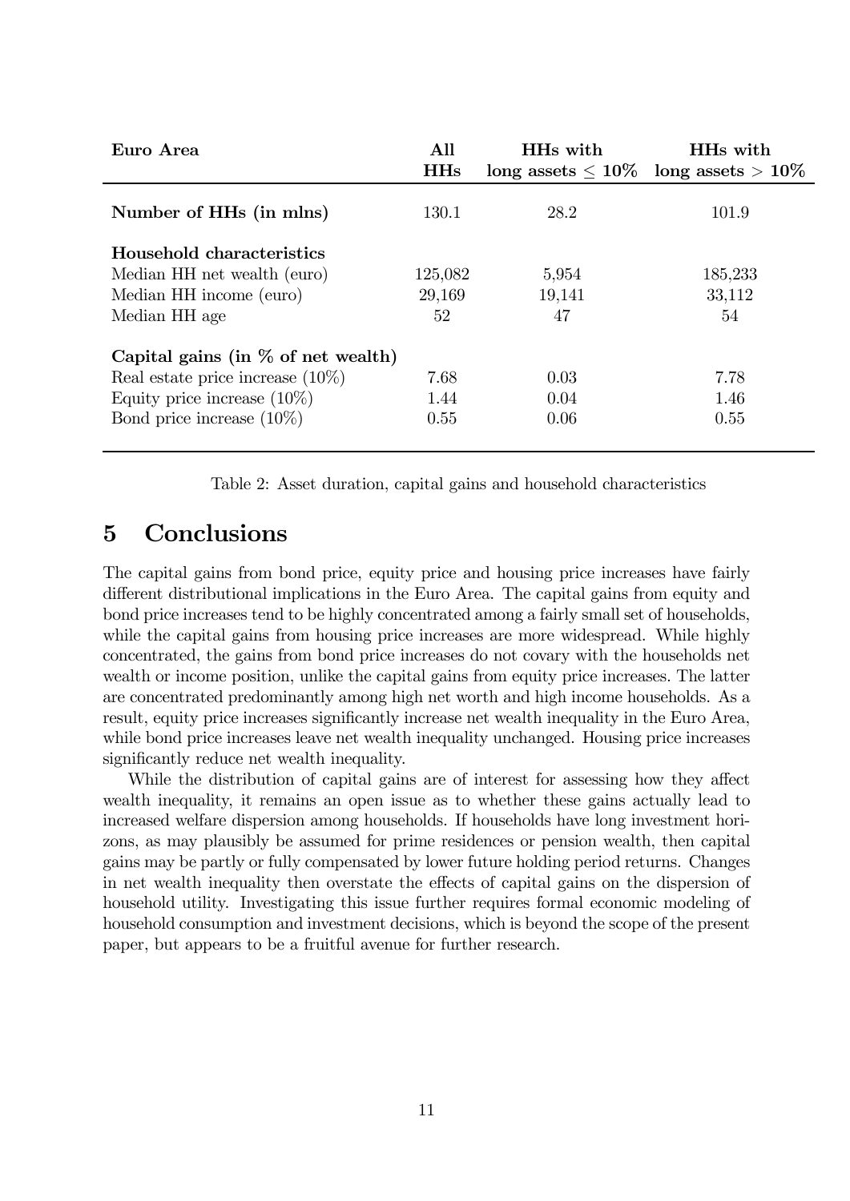| **Euro Area** | **All HHs** | **HHs with long assets ≤ 10%** | **HHs with long assets > 10%** |
|---|---|---|---|
| **Number of HHs (in mlns)** | 130.1 | 28.2 | 101.9 |
| **Household characteristics** | | | |
| Median HH net wealth (euro) | 125,082 | 5,954 | 185,233 |
| Median HH income (euro) | 29,169 | 19,141 | 33,112 |
| Median HH age | 52 | 47 | 54 |
| **Capital gains (in % of net wealth)** | | | |
| Real estate price increase (10%) | 7.68 | 0.03 | 7.78 |
| Equity price increase (10%) | 1.44 | 0.04 | 1.46 |
| Bond price increase (10%) | 0.55 | 0.06 | 0.55 |

Table 2: Asset duration, capital gains and household characteristics

# 5 Conclusions

The capital gains from bond price, equity price and housing price increases have fairly different distributional implications in the Euro Area. The capital gains from equity and bond price increases tend to be highly concentrated among a fairly small set of households, while the capital gains from housing price increases are more widespread. While highly concentrated, the gains from bond price increases do not covary with the households net wealth or income position, unlike the capital gains from equity price increases. The latter are concentrated predominantly among high net worth and high income households. As a result, equity price increases significantly increase net wealth inequality in the Euro Area, while bond price increases leave net wealth inequality unchanged. Housing price increases significantly reduce net wealth inequality.

While the distribution of capital gains are of interest for assessing how they affect wealth inequality, it remains an open issue as to whether these gains actually lead to increased welfare dispersion among households. If households have long investment horizons, as may plausibly be assumed for prime residences or pension wealth, then capital gains may be partly or fully compensated by lower future holding period returns. Changes in net wealth inequality then overstate the effects of capital gains on the dispersion of household utility. Investigating this issue further requires formal economic modeling of household consumption and investment decisions, which is beyond the scope of the present paper, but appears to be a fruitful avenue for further research.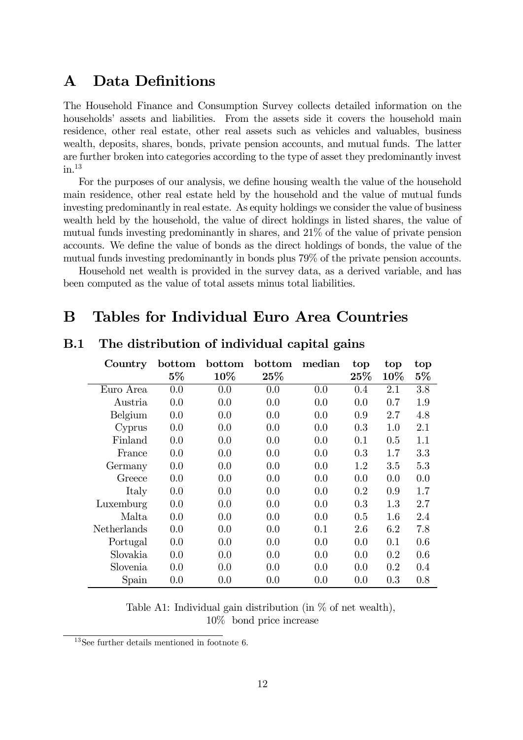# A Data Definitions

The Household Finance and Consumption Survey collects detailed information on the households' assets and liabilities. From the assets side it covers the household main residence, other real estate, other real assets such as vehicles and valuables, business wealth, deposits, shares, bonds, private pension accounts, and mutual funds. The latter are further broken into categories according to the type of asset they predominantly invest in.[13]

For the purposes of our analysis, we define housing wealth the value of the household main residence, other real estate held by the household and the value of mutual funds investing predominantly in real estate. As equity holdings we consider the value of business wealth held by the household, the value of direct holdings in listed shares, the value of mutual funds investing predominantly in shares, and 21% of the value of private pension accounts. We define the value of bonds as the direct holdings of bonds, the value of the mutual funds investing predominantly in bonds plus 79% of the private pension accounts.

Household net wealth is provided in the survey data, as a derived variable, and has been computed as the value of total assets minus total liabilities.

# B Tables for Individual Euro Area Countries

## B.1 The distribution of individual capital gains

| Country | bottom 5% | bottom 10% | bottom 25% | median | top 25% | top 10% | top 5% |
|---|---|---|---|---|---|---|---|
| Euro Area | 0.0 | 0.0 | 0.0 | 0.0 | 0.4 | 2.1 | 3.8 |
| Austria | 0.0 | 0.0 | 0.0 | 0.0 | 0.0 | 0.7 | 1.9 |
| Belgium | 0.0 | 0.0 | 0.0 | 0.0 | 0.9 | 2.7 | 4.8 |
| Cyprus | 0.0 | 0.0 | 0.0 | 0.0 | 0.3 | 1.0 | 2.1 |
| Finland | 0.0 | 0.0 | 0.0 | 0.0 | 0.1 | 0.5 | 1.1 |
| France | 0.0 | 0.0 | 0.0 | 0.0 | 0.3 | 1.7 | 3.3 |
| Germany | 0.0 | 0.0 | 0.0 | 0.0 | 1.2 | 3.5 | 5.3 |
| Greece | 0.0 | 0.0 | 0.0 | 0.0 | 0.0 | 0.0 | 0.0 |
| Italy | 0.0 | 0.0 | 0.0 | 0.0 | 0.2 | 0.9 | 1.7 |
| Luxemburg | 0.0 | 0.0 | 0.0 | 0.0 | 0.3 | 1.3 | 2.7 |
| Malta | 0.0 | 0.0 | 0.0 | 0.0 | 0.5 | 1.6 | 2.4 |
| Netherlands | 0.0 | 0.0 | 0.0 | 0.1 | 2.6 | 6.2 | 7.8 |
| Portugal | 0.0 | 0.0 | 0.0 | 0.0 | 0.0 | 0.1 | 0.6 |
| Slovakia | 0.0 | 0.0 | 0.0 | 0.0 | 0.0 | 0.2 | 0.6 |
| Slovenia | 0.0 | 0.0 | 0.0 | 0.0 | 0.0 | 0.2 | 0.4 |
| Spain | 0.0 | 0.0 | 0.0 | 0.0 | 0.0 | 0.3 | 0.8 |

Table A1: Individual gain distribution (in % of net wealth), 10% bond price increase

[13] See further details mentioned in footnote 6.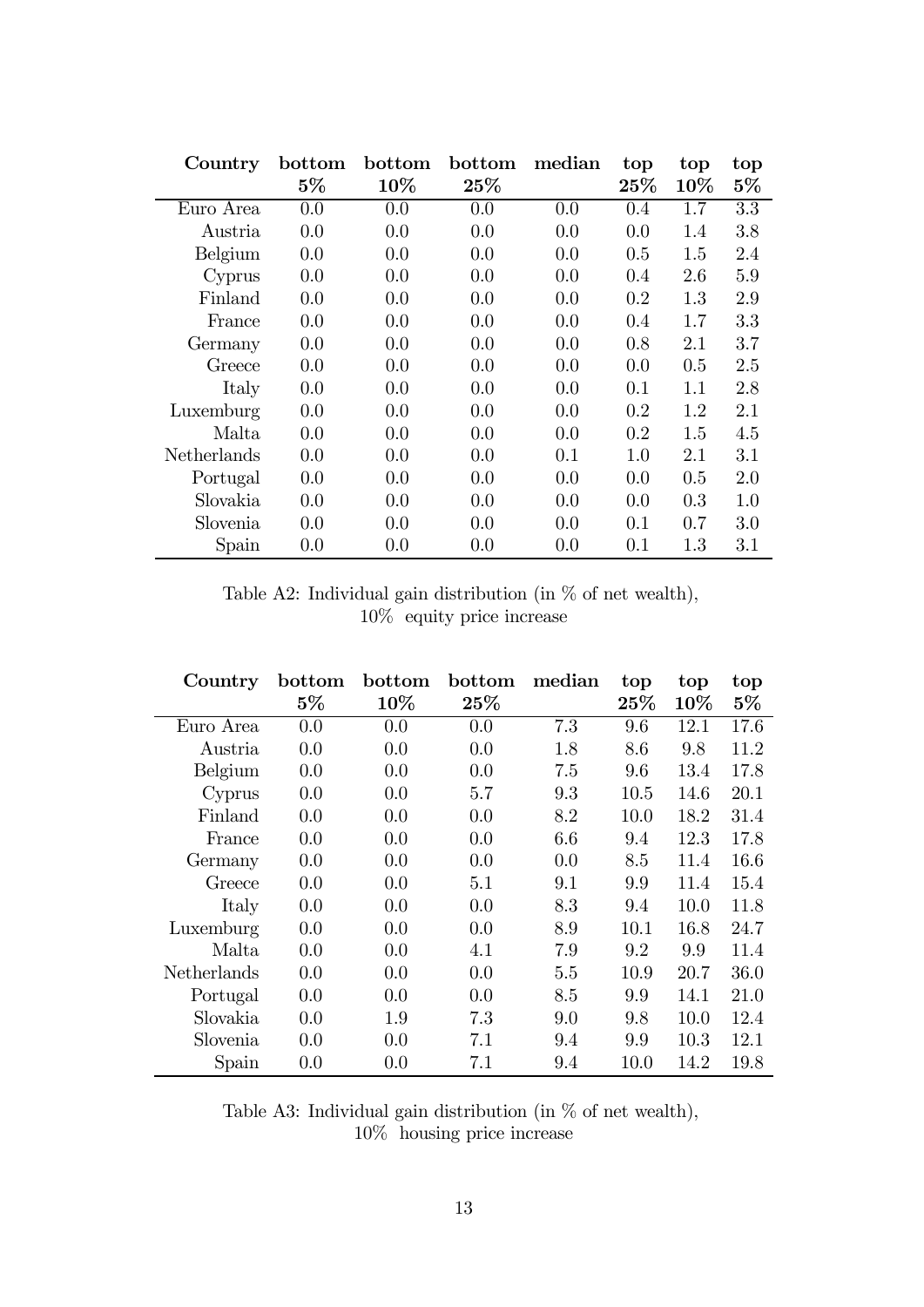| Country | bottom 5% | bottom 10% | bottom 25% | median | top 25% | top 10% | top 5% |
|---|---|---|---|---|---|---|---|
| Euro Area | 0.0 | 0.0 | 0.0 | 0.0 | 0.4 | 1.7 | 3.3 |
| Austria | 0.0 | 0.0 | 0.0 | 0.0 | 0.0 | 1.4 | 3.8 |
| Belgium | 0.0 | 0.0 | 0.0 | 0.0 | 0.5 | 1.5 | 2.4 |
| Cyprus | 0.0 | 0.0 | 0.0 | 0.0 | 0.4 | 2.6 | 5.9 |
| Finland | 0.0 | 0.0 | 0.0 | 0.0 | 0.2 | 1.3 | 2.9 |
| France | 0.0 | 0.0 | 0.0 | 0.0 | 0.4 | 1.7 | 3.3 |
| Germany | 0.0 | 0.0 | 0.0 | 0.0 | 0.8 | 2.1 | 3.7 |
| Greece | 0.0 | 0.0 | 0.0 | 0.0 | 0.0 | 0.5 | 2.5 |
| Italy | 0.0 | 0.0 | 0.0 | 0.0 | 0.1 | 1.1 | 2.8 |
| Luxemburg | 0.0 | 0.0 | 0.0 | 0.0 | 0.2 | 1.2 | 2.1 |
| Malta | 0.0 | 0.0 | 0.0 | 0.0 | 0.2 | 1.5 | 4.5 |
| Netherlands | 0.0 | 0.0 | 0.0 | 0.1 | 1.0 | 2.1 | 3.1 |
| Portugal | 0.0 | 0.0 | 0.0 | 0.0 | 0.0 | 0.5 | 2.0 |
| Slovakia | 0.0 | 0.0 | 0.0 | 0.0 | 0.0 | 0.3 | 1.0 |
| Slovenia | 0.0 | 0.0 | 0.0 | 0.0 | 0.1 | 0.7 | 3.0 |
| Spain | 0.0 | 0.0 | 0.0 | 0.0 | 0.1 | 1.3 | 3.1 |

Table A2: Individual gain distribution (in % of net wealth), 10% equity price increase

| Country | bottom 5% | bottom 10% | bottom 25% | median | top 25% | top 10% | top 5% |
|---|---|---|---|---|---|---|---|
| Euro Area | 0.0 | 0.0 | 0.0 | 7.3 | 9.6 | 12.1 | 17.6 |
| Austria | 0.0 | 0.0 | 0.0 | 1.8 | 8.6 | 9.8 | 11.2 |
| Belgium | 0.0 | 0.0 | 0.0 | 7.5 | 9.6 | 13.4 | 17.8 |
| Cyprus | 0.0 | 0.0 | 5.7 | 9.3 | 10.5 | 14.6 | 20.1 |
| Finland | 0.0 | 0.0 | 0.0 | 8.2 | 10.0 | 18.2 | 31.4 |
| France | 0.0 | 0.0 | 0.0 | 6.6 | 9.4 | 12.3 | 17.8 |
| Germany | 0.0 | 0.0 | 0.0 | 0.0 | 8.5 | 11.4 | 16.6 |
| Greece | 0.0 | 0.0 | 5.1 | 9.1 | 9.9 | 11.4 | 15.4 |
| Italy | 0.0 | 0.0 | 0.0 | 8.3 | 9.4 | 10.0 | 11.8 |
| Luxemburg | 0.0 | 0.0 | 0.0 | 8.9 | 10.1 | 16.8 | 24.7 |
| Malta | 0.0 | 0.0 | 4.1 | 7.9 | 9.2 | 9.9 | 11.4 |
| Netherlands | 0.0 | 0.0 | 0.0 | 5.5 | 10.9 | 20.7 | 36.0 |
| Portugal | 0.0 | 0.0 | 0.0 | 8.5 | 9.9 | 14.1 | 21.0 |
| Slovakia | 0.0 | 1.9 | 7.3 | 9.0 | 9.8 | 10.0 | 12.4 |
| Slovenia | 0.0 | 0.0 | 7.1 | 9.4 | 9.9 | 10.3 | 12.1 |
| Spain | 0.0 | 0.0 | 7.1 | 9.4 | 10.0 | 14.2 | 19.8 |

Table A3: Individual gain distribution (in % of net wealth), 10% housing price increase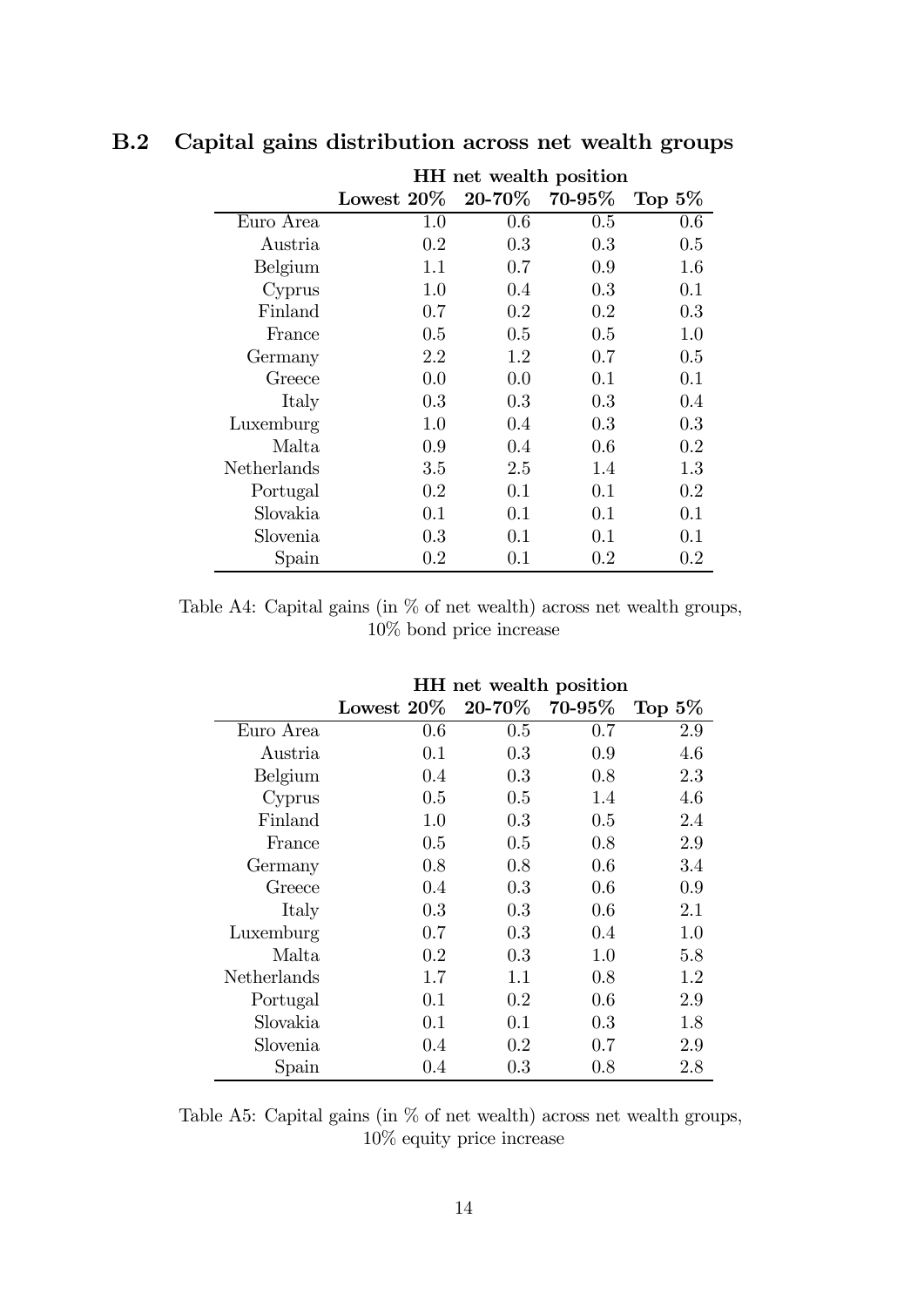## B.2 Capital gains distribution across net wealth groups

| | HH net wealth position | | | |
|---|---|---|---|---|
| | **Lowest 20%** | **20-70%** | **70-95%** | **Top 5%** |
| Euro Area | 1.0 | 0.6 | 0.5 | 0.6 |
| Austria | 0.2 | 0.3 | 0.3 | 0.5 |
| Belgium | 1.1 | 0.7 | 0.9 | 1.6 |
| Cyprus | 1.0 | 0.4 | 0.3 | 0.1 |
| Finland | 0.7 | 0.2 | 0.2 | 0.3 |
| France | 0.5 | 0.5 | 0.5 | 1.0 |
| Germany | 2.2 | 1.2 | 0.7 | 0.5 |
| Greece | 0.0 | 0.0 | 0.1 | 0.1 |
| Italy | 0.3 | 0.3 | 0.3 | 0.4 |
| Luxemburg | 1.0 | 0.4 | 0.3 | 0.3 |
| Malta | 0.9 | 0.4 | 0.6 | 0.2 |
| Netherlands | 3.5 | 2.5 | 1.4 | 1.3 |
| Portugal | 0.2 | 0.1 | 0.1 | 0.2 |
| Slovakia | 0.1 | 0.1 | 0.1 | 0.1 |
| Slovenia | 0.3 | 0.1 | 0.1 | 0.1 |
| Spain | 0.2 | 0.1 | 0.2 | 0.2 |

Table A4: Capital gains (in % of net wealth) across net wealth groups, 10% bond price increase

| | HH net wealth position | | | |
|---|---|---|---|---|
| | **Lowest 20%** | **20-70%** | **70-95%** | **Top 5%** |
| Euro Area | 0.6 | 0.5 | 0.7 | 2.9 |
| Austria | 0.1 | 0.3 | 0.9 | 4.6 |
| Belgium | 0.4 | 0.3 | 0.8 | 2.3 |
| Cyprus | 0.5 | 0.5 | 1.4 | 4.6 |
| Finland | 1.0 | 0.3 | 0.5 | 2.4 |
| France | 0.5 | 0.5 | 0.8 | 2.9 |
| Germany | 0.8 | 0.8 | 0.6 | 3.4 |
| Greece | 0.4 | 0.3 | 0.6 | 0.9 |
| Italy | 0.3 | 0.3 | 0.6 | 2.1 |
| Luxemburg | 0.7 | 0.3 | 0.4 | 1.0 |
| Malta | 0.2 | 0.3 | 1.0 | 5.8 |
| Netherlands | 1.7 | 1.1 | 0.8 | 1.2 |
| Portugal | 0.1 | 0.2 | 0.6 | 2.9 |
| Slovakia | 0.1 | 0.1 | 0.3 | 1.8 |
| Slovenia | 0.4 | 0.2 | 0.7 | 2.9 |
| Spain | 0.4 | 0.3 | 0.8 | 2.8 |

Table A5: Capital gains (in % of net wealth) across net wealth groups, 10% equity price increase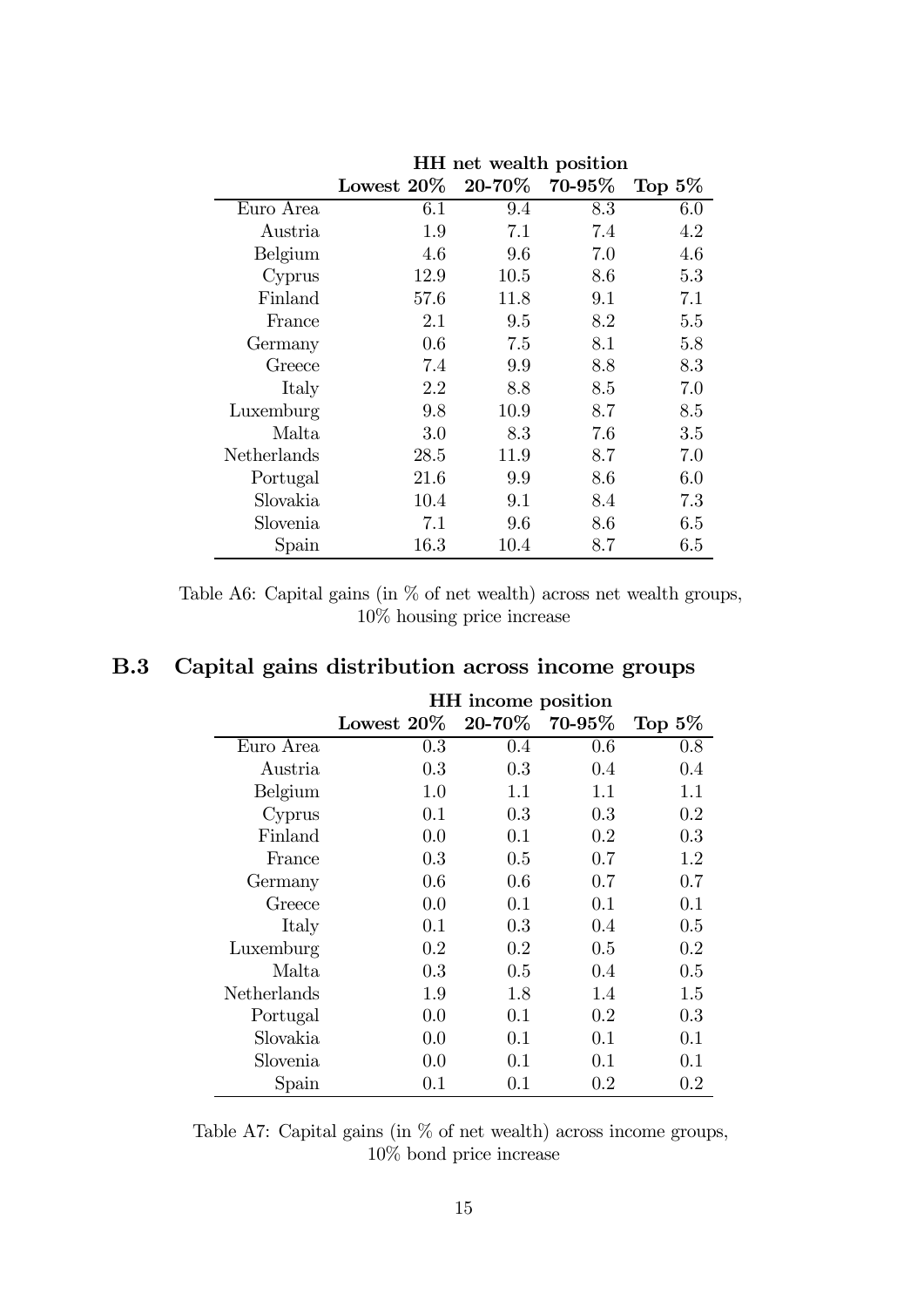| | HH net wealth position | | | |
|---|---|---|---|---|
| | **Lowest 20%** | **20-70%** | **70-95%** | **Top 5%** |
| Euro Area | 6.1 | 9.4 | 8.3 | 6.0 |
| Austria | 1.9 | 7.1 | 7.4 | 4.2 |
| Belgium | 4.6 | 9.6 | 7.0 | 4.6 |
| Cyprus | 12.9 | 10.5 | 8.6 | 5.3 |
| Finland | 57.6 | 11.8 | 9.1 | 7.1 |
| France | 2.1 | 9.5 | 8.2 | 5.5 |
| Germany | 0.6 | 7.5 | 8.1 | 5.8 |
| Greece | 7.4 | 9.9 | 8.8 | 8.3 |
| Italy | 2.2 | 8.8 | 8.5 | 7.0 |
| Luxemburg | 9.8 | 10.9 | 8.7 | 8.5 |
| Malta | 3.0 | 8.3 | 7.6 | 3.5 |
| Netherlands | 28.5 | 11.9 | 8.7 | 7.0 |
| Portugal | 21.6 | 9.9 | 8.6 | 6.0 |
| Slovakia | 10.4 | 9.1 | 8.4 | 7.3 |
| Slovenia | 7.1 | 9.6 | 8.6 | 6.5 |
| Spain | 16.3 | 10.4 | 8.7 | 6.5 |

Table A6: Capital gains (in % of net wealth) across net wealth groups, 10% housing price increase

## B.3 Capital gains distribution across income groups

| | HH income position | | | |
|---|---|---|---|---|
| | **Lowest 20%** | **20-70%** | **70-95%** | **Top 5%** |
| Euro Area | 0.3 | 0.4 | 0.6 | 0.8 |
| Austria | 0.3 | 0.3 | 0.4 | 0.4 |
| Belgium | 1.0 | 1.1 | 1.1 | 1.1 |
| Cyprus | 0.1 | 0.3 | 0.3 | 0.2 |
| Finland | 0.0 | 0.1 | 0.2 | 0.3 |
| France | 0.3 | 0.5 | 0.7 | 1.2 |
| Germany | 0.6 | 0.6 | 0.7 | 0.7 |
| Greece | 0.0 | 0.1 | 0.1 | 0.1 |
| Italy | 0.1 | 0.3 | 0.4 | 0.5 |
| Luxemburg | 0.2 | 0.2 | 0.5 | 0.2 |
| Malta | 0.3 | 0.5 | 0.4 | 0.5 |
| Netherlands | 1.9 | 1.8 | 1.4 | 1.5 |
| Portugal | 0.0 | 0.1 | 0.2 | 0.3 |
| Slovakia | 0.0 | 0.1 | 0.1 | 0.1 |
| Slovenia | 0.0 | 0.1 | 0.1 | 0.1 |
| Spain | 0.1 | 0.1 | 0.2 | 0.2 |

Table A7: Capital gains (in % of net wealth) across income groups, 10% bond price increase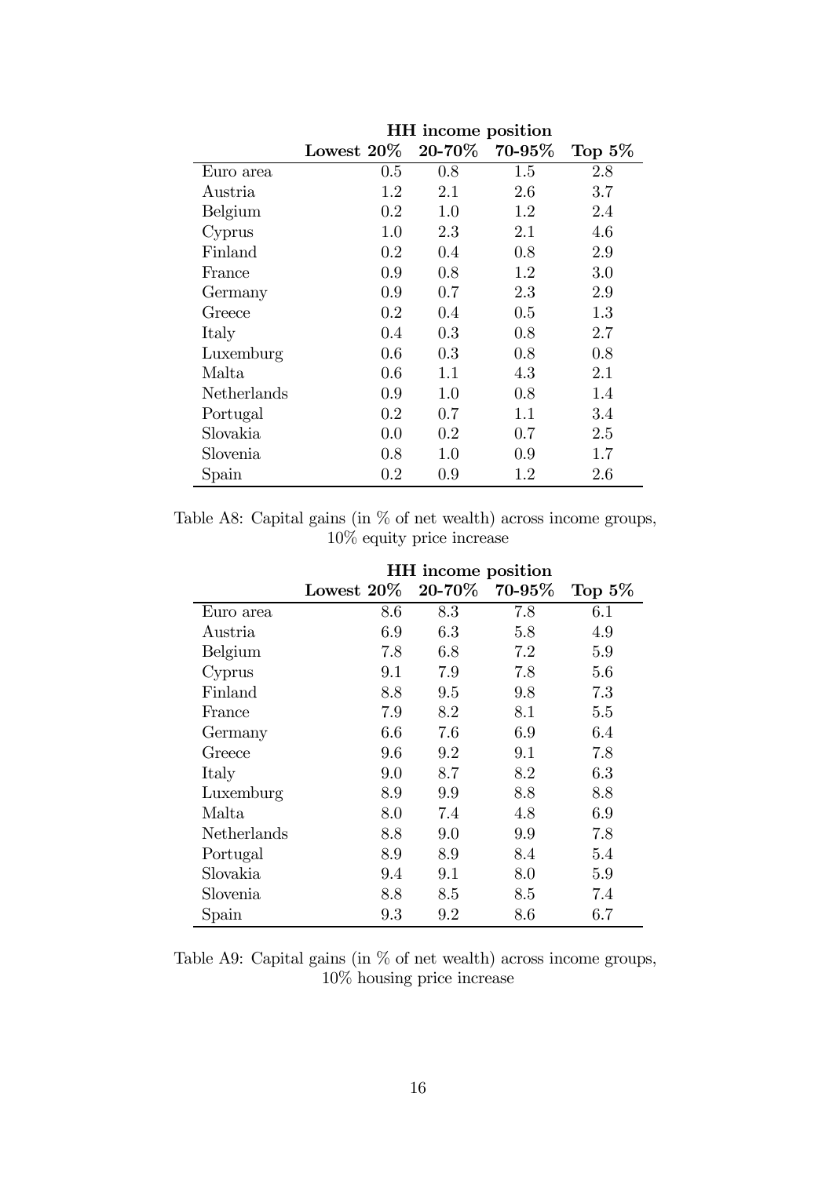| | HH income position | | | |
|---|---|---|---|---|
| | **Lowest 20%** | **20-70%** | **70-95%** | **Top 5%** |
| Euro area | 0.5 | 0.8 | 1.5 | 2.8 |
| Austria | 1.2 | 2.1 | 2.6 | 3.7 |
| Belgium | 0.2 | 1.0 | 1.2 | 2.4 |
| Cyprus | 1.0 | 2.3 | 2.1 | 4.6 |
| Finland | 0.2 | 0.4 | 0.8 | 2.9 |
| France | 0.9 | 0.8 | 1.2 | 3.0 |
| Germany | 0.9 | 0.7 | 2.3 | 2.9 |
| Greece | 0.2 | 0.4 | 0.5 | 1.3 |
| Italy | 0.4 | 0.3 | 0.8 | 2.7 |
| Luxemburg | 0.6 | 0.3 | 0.8 | 0.8 |
| Malta | 0.6 | 1.1 | 4.3 | 2.1 |
| Netherlands | 0.9 | 1.0 | 0.8 | 1.4 |
| Portugal | 0.2 | 0.7 | 1.1 | 3.4 |
| Slovakia | 0.0 | 0.2 | 0.7 | 2.5 |
| Slovenia | 0.8 | 1.0 | 0.9 | 1.7 |
| Spain | 0.2 | 0.9 | 1.2 | 2.6 |

Table A8: Capital gains (in % of net wealth) across income groups, 10% equity price increase

| | HH income position | | | |
|---|---|---|---|---|
| | **Lowest 20%** | **20-70%** | **70-95%** | **Top 5%** |
| Euro area | 8.6 | 8.3 | 7.8 | 6.1 |
| Austria | 6.9 | 6.3 | 5.8 | 4.9 |
| Belgium | 7.8 | 6.8 | 7.2 | 5.9 |
| Cyprus | 9.1 | 7.9 | 7.8 | 5.6 |
| Finland | 8.8 | 9.5 | 9.8 | 7.3 |
| France | 7.9 | 8.2 | 8.1 | 5.5 |
| Germany | 6.6 | 7.6 | 6.9 | 6.4 |
| Greece | 9.6 | 9.2 | 9.1 | 7.8 |
| Italy | 9.0 | 8.7 | 8.2 | 6.3 |
| Luxemburg | 8.9 | 9.9 | 8.8 | 8.8 |
| Malta | 8.0 | 7.4 | 4.8 | 6.9 |
| Netherlands | 8.8 | 9.0 | 9.9 | 7.8 |
| Portugal | 8.9 | 8.9 | 8.4 | 5.4 |
| Slovakia | 9.4 | 9.1 | 8.0 | 5.9 |
| Slovenia | 8.8 | 8.5 | 8.5 | 7.4 |
| Spain | 9.3 | 9.2 | 8.6 | 6.7 |

Table A9: Capital gains (in % of net wealth) across income groups, 10% housing price increase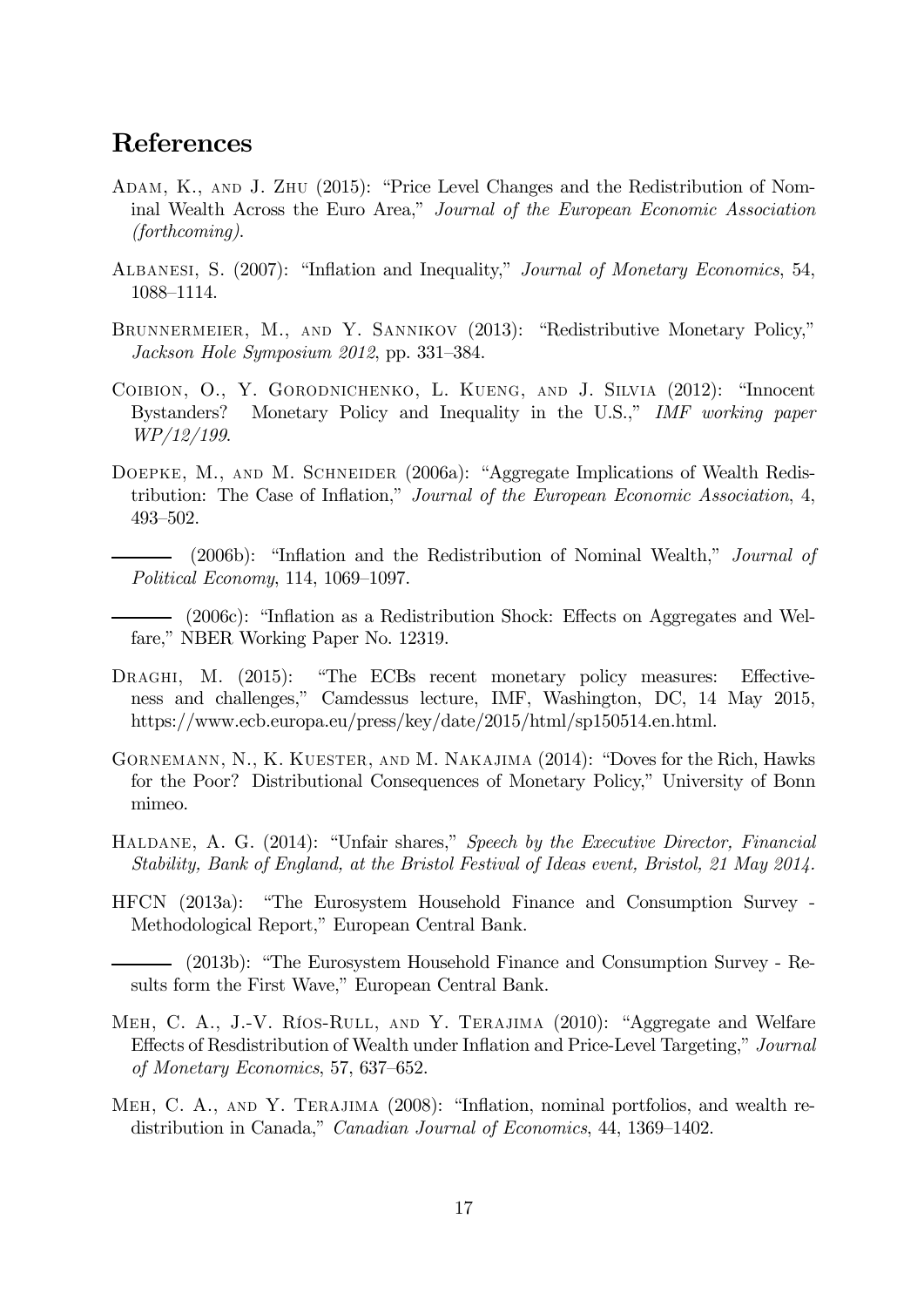# References

Adam, K., and J. Zhu (2015): "Price Level Changes and the Redistribution of Nominal Wealth Across the Euro Area," *Journal of the European Economic Association (forthcoming)*.

Albanesi, S. (2007): "Inflation and Inequality," *Journal of Monetary Economics*, 54, 1088–1114.

Brunnermeier, M., and Y. Sannikov (2013): "Redistributive Monetary Policy," *Jackson Hole Symposium 2012*, pp. 331–384.

Coibion, O., Y. Gorodnichenko, L. Kueng, and J. Silvia (2012): "Innocent Bystanders? Monetary Policy and Inequality in the U.S.," *IMF working paper WP/12/199*.

Doepke, M., and M. Schneider (2006a): "Aggregate Implications of Wealth Redistribution: The Case of Inflation," *Journal of the European Economic Association*, 4, 493–502.

——— (2006b): "Inflation and the Redistribution of Nominal Wealth," *Journal of Political Economy*, 114, 1069–1097.

——— (2006c): "Inflation as a Redistribution Shock: Effects on Aggregates and Welfare," NBER Working Paper No. 12319.

Draghi, M. (2015): "The ECBs recent monetary policy measures: Effectiveness and challenges," Camdessus lecture, IMF, Washington, DC, 14 May 2015, https://www.ecb.europa.eu/press/key/date/2015/html/sp150514.en.html.

Gornemann, N., K. Kuester, and M. Nakajima (2014): "Doves for the Rich, Hawks for the Poor? Distributional Consequences of Monetary Policy," University of Bonn mimeo.

Haldane, A. G. (2014): "Unfair shares," *Speech by the Executive Director, Financial Stability, Bank of England, at the Bristol Festival of Ideas event, Bristol, 21 May 2014.*

HFCN (2013a): "The Eurosystem Household Finance and Consumption Survey - Methodological Report," European Central Bank.

——— (2013b): "The Eurosystem Household Finance and Consumption Survey - Results form the First Wave," European Central Bank.

Meh, C. A., J.-V. Ríos-Rull, and Y. Terajima (2010): "Aggregate and Welfare Effects of Resdistribution of Wealth under Inflation and Price-Level Targeting," *Journal of Monetary Economics*, 57, 637–652.

Meh, C. A., and Y. Terajima (2008): "Inflation, nominal portfolios, and wealth redistribution in Canada," *Canadian Journal of Economics*, 44, 1369–1402.